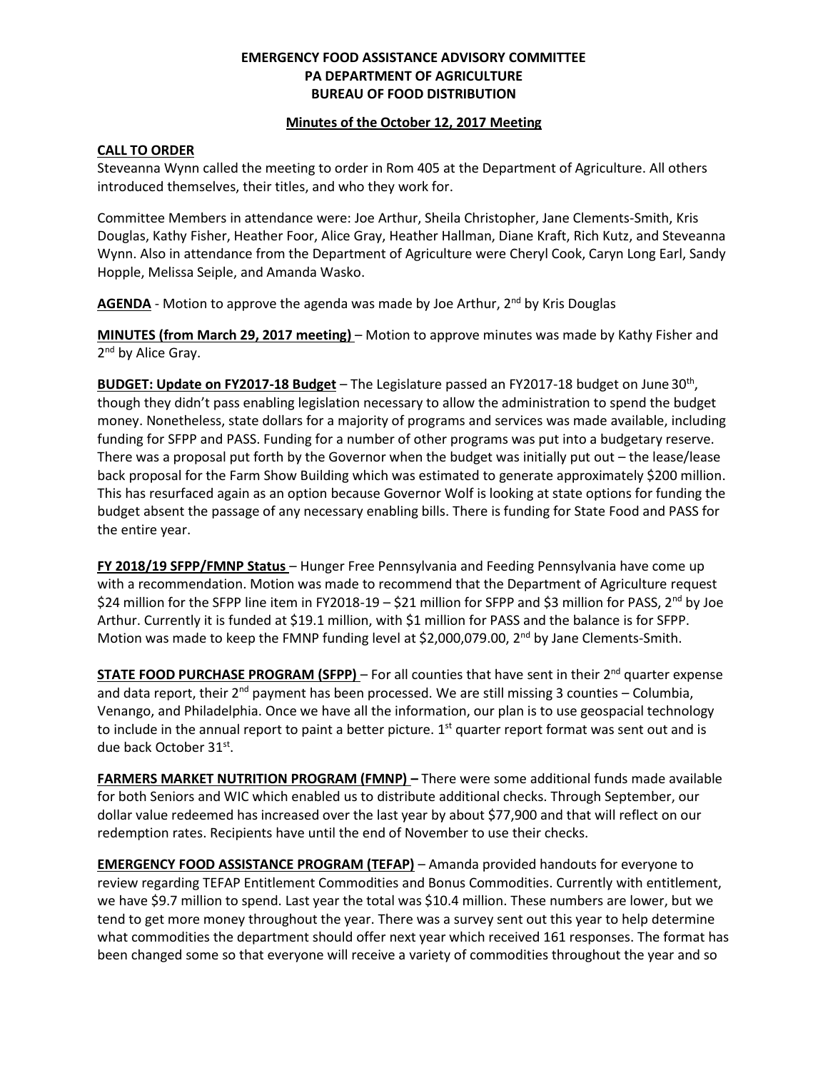**EMERGENCY FOOD ASSISTANCE ADVISORY COMMITTEE**
**PA DEPARTMENT OF AGRICULTURE**
**BUREAU OF FOOD DISTRIBUTION**

**Minutes of the October 12, 2017 Meeting**

**CALL TO ORDER**

Steveanna Wynn called the meeting to order in Rom 405 at the Department of Agriculture. All others introduced themselves, their titles, and who they work for.

Committee Members in attendance were: Joe Arthur, Sheila Christopher, Jane Clements-Smith, Kris Douglas, Kathy Fisher, Heather Foor, Alice Gray, Heather Hallman, Diane Kraft, Rich Kutz, and Steveanna Wynn. Also in attendance from the Department of Agriculture were Cheryl Cook, Caryn Long Earl, Sandy Hopple, Melissa Seiple, and Amanda Wasko.

**AGENDA** - Motion to approve the agenda was made by Joe Arthur, 2nd by Kris Douglas

**MINUTES (from March 29, 2017 meeting)** – Motion to approve minutes was made by Kathy Fisher and 2nd by Alice Gray.

**BUDGET: Update on FY2017-18 Budget** – The Legislature passed an FY2017-18 budget on June 30th, though they didn't pass enabling legislation necessary to allow the administration to spend the budget money. Nonetheless, state dollars for a majority of programs and services was made available, including funding for SFPP and PASS. Funding for a number of other programs was put into a budgetary reserve. There was a proposal put forth by the Governor when the budget was initially put out – the lease/lease back proposal for the Farm Show Building which was estimated to generate approximately $200 million. This has resurfaced again as an option because Governor Wolf is looking at state options for funding the budget absent the passage of any necessary enabling bills. There is funding for State Food and PASS for the entire year.

**FY 2018/19 SFPP/FMNP Status** – Hunger Free Pennsylvania and Feeding Pennsylvania have come up with a recommendation. Motion was made to recommend that the Department of Agriculture request $24 million for the SFPP line item in FY2018-19 – $21 million for SFPP and $3 million for PASS, 2nd by Joe Arthur. Currently it is funded at $19.1 million, with $1 million for PASS and the balance is for SFPP. Motion was made to keep the FMNP funding level at $2,000,079.00, 2nd by Jane Clements-Smith.

**STATE FOOD PURCHASE PROGRAM (SFPP)** – For all counties that have sent in their 2nd quarter expense and data report, their 2nd payment has been processed. We are still missing 3 counties – Columbia, Venango, and Philadelphia. Once we have all the information, our plan is to use geospacial technology to include in the annual report to paint a better picture. 1st quarter report format was sent out and is due back October 31st.

**FARMERS MARKET NUTRITION PROGRAM (FMNP)** – There were some additional funds made available for both Seniors and WIC which enabled us to distribute additional checks. Through September, our dollar value redeemed has increased over the last year by about $77,900 and that will reflect on our redemption rates. Recipients have until the end of November to use their checks.

**EMERGENCY FOOD ASSISTANCE PROGRAM (TEFAP)** – Amanda provided handouts for everyone to review regarding TEFAP Entitlement Commodities and Bonus Commodities. Currently with entitlement, we have $9.7 million to spend. Last year the total was $10.4 million. These numbers are lower, but we tend to get more money throughout the year. There was a survey sent out this year to help determine what commodities the department should offer next year which received 161 responses. The format has been changed some so that everyone will receive a variety of commodities throughout the year and so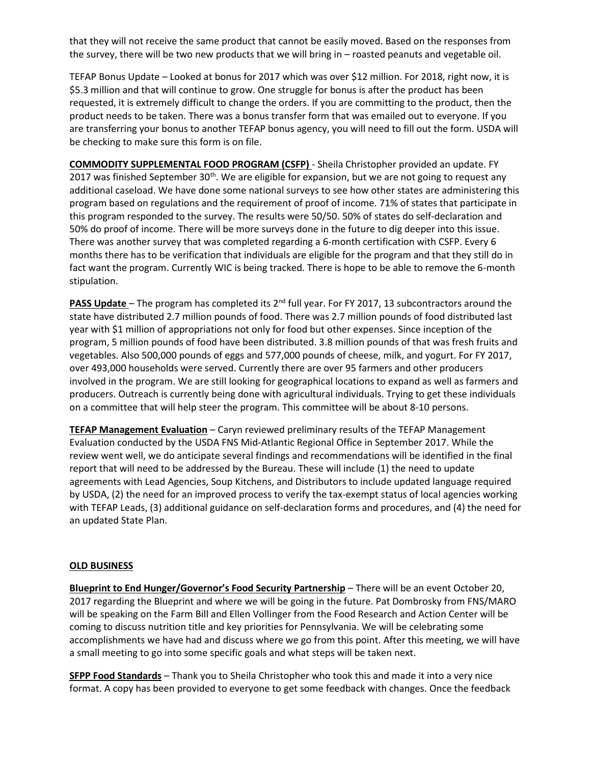that they will not receive the same product that cannot be easily moved. Based on the responses from the survey, there will be two new products that we will bring in – roasted peanuts and vegetable oil.

TEFAP Bonus Update – Looked at bonus for 2017 which was over $12 million. For 2018, right now, it is $5.3 million and that will continue to grow. One struggle for bonus is after the product has been requested, it is extremely difficult to change the orders. If you are committing to the product, then the product needs to be taken. There was a bonus transfer form that was emailed out to everyone. If you are transferring your bonus to another TEFAP bonus agency, you will need to fill out the form. USDA will be checking to make sure this form is on file.

**COMMODITY SUPPLEMENTAL FOOD PROGRAM (CSFP)** - Sheila Christopher provided an update. FY 2017 was finished September 30th. We are eligible for expansion, but we are not going to request any additional caseload. We have done some national surveys to see how other states are administering this program based on regulations and the requirement of proof of income. 71% of states that participate in this program responded to the survey. The results were 50/50. 50% of states do self-declaration and 50% do proof of income. There will be more surveys done in the future to dig deeper into this issue. There was another survey that was completed regarding a 6-month certification with CSFP. Every 6 months there has to be verification that individuals are eligible for the program and that they still do in fact want the program. Currently WIC is being tracked. There is hope to be able to remove the 6-month stipulation.

**PASS Update** – The program has completed its 2nd full year. For FY 2017, 13 subcontractors around the state have distributed 2.7 million pounds of food. There was 2.7 million pounds of food distributed last year with $1 million of appropriations not only for food but other expenses. Since inception of the program, 5 million pounds of food have been distributed. 3.8 million pounds of that was fresh fruits and vegetables. Also 500,000 pounds of eggs and 577,000 pounds of cheese, milk, and yogurt. For FY 2017, over 493,000 households were served. Currently there are over 95 farmers and other producers involved in the program. We are still looking for geographical locations to expand as well as farmers and producers. Outreach is currently being done with agricultural individuals. Trying to get these individuals on a committee that will help steer the program. This committee will be about 8-10 persons.

**TEFAP Management Evaluation** – Caryn reviewed preliminary results of the TEFAP Management Evaluation conducted by the USDA FNS Mid-Atlantic Regional Office in September 2017. While the review went well, we do anticipate several findings and recommendations will be identified in the final report that will need to be addressed by the Bureau. These will include (1) the need to update agreements with Lead Agencies, Soup Kitchens, and Distributors to include updated language required by USDA, (2) the need for an improved process to verify the tax-exempt status of local agencies working with TEFAP Leads, (3) additional guidance on self-declaration forms and procedures, and (4) the need for an updated State Plan.

**OLD BUSINESS**

**Blueprint to End Hunger/Governor's Food Security Partnership** – There will be an event October 20, 2017 regarding the Blueprint and where we will be going in the future. Pat Dombrosky from FNS/MARO will be speaking on the Farm Bill and Ellen Vollinger from the Food Research and Action Center will be coming to discuss nutrition title and key priorities for Pennsylvania. We will be celebrating some accomplishments we have had and discuss where we go from this point. After this meeting, we will have a small meeting to go into some specific goals and what steps will be taken next.

**SFPP Food Standards** – Thank you to Sheila Christopher who took this and made it into a very nice format. A copy has been provided to everyone to get some feedback with changes. Once the feedback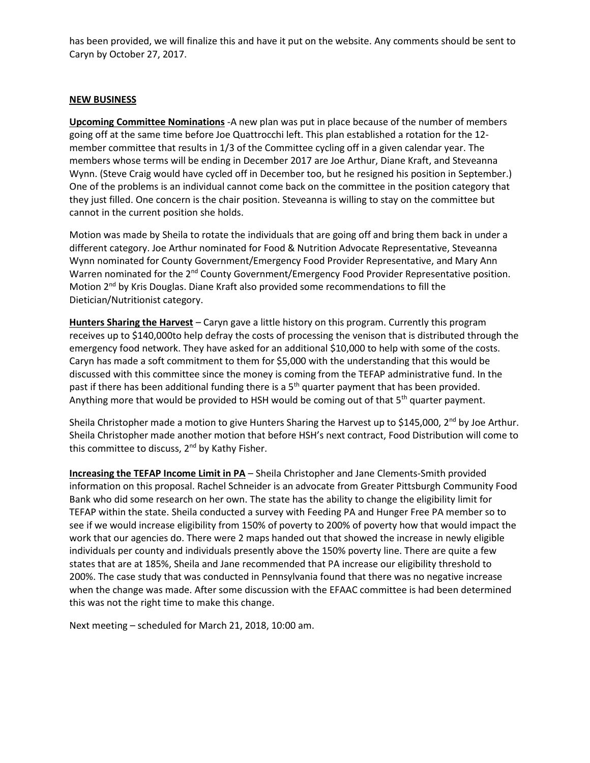has been provided, we will finalize this and have it put on the website. Any comments should be sent to Caryn by October 27, 2017.

**NEW BUSINESS**

**Upcoming Committee Nominations** -A new plan was put in place because of the number of members going off at the same time before Joe Quattrocchi left. This plan established a rotation for the 12-member committee that results in 1/3 of the Committee cycling off in a given calendar year. The members whose terms will be ending in December 2017 are Joe Arthur, Diane Kraft, and Steveanna Wynn. (Steve Craig would have cycled off in December too, but he resigned his position in September.) One of the problems is an individual cannot come back on the committee in the position category that they just filled. One concern is the chair position. Steveanna is willing to stay on the committee but cannot in the current position she holds.

Motion was made by Sheila to rotate the individuals that are going off and bring them back in under a different category. Joe Arthur nominated for Food & Nutrition Advocate Representative, Steveanna Wynn nominated for County Government/Emergency Food Provider Representative, and Mary Ann Warren nominated for the 2nd County Government/Emergency Food Provider Representative position. Motion 2nd by Kris Douglas. Diane Kraft also provided some recommendations to fill the Dietician/Nutritionist category.

**Hunters Sharing the Harvest** – Caryn gave a little history on this program. Currently this program receives up to $140,000to help defray the costs of processing the venison that is distributed through the emergency food network. They have asked for an additional $10,000 to help with some of the costs. Caryn has made a soft commitment to them for $5,000 with the understanding that this would be discussed with this committee since the money is coming from the TEFAP administrative fund. In the past if there has been additional funding there is a 5th quarter payment that has been provided. Anything more that would be provided to HSH would be coming out of that 5th quarter payment.

Sheila Christopher made a motion to give Hunters Sharing the Harvest up to $145,000, 2nd by Joe Arthur. Sheila Christopher made another motion that before HSH's next contract, Food Distribution will come to this committee to discuss, 2nd by Kathy Fisher.

**Increasing the TEFAP Income Limit in PA** – Sheila Christopher and Jane Clements-Smith provided information on this proposal. Rachel Schneider is an advocate from Greater Pittsburgh Community Food Bank who did some research on her own. The state has the ability to change the eligibility limit for TEFAP within the state. Sheila conducted a survey with Feeding PA and Hunger Free PA member so to see if we would increase eligibility from 150% of poverty to 200% of poverty how that would impact the work that our agencies do. There were 2 maps handed out that showed the increase in newly eligible individuals per county and individuals presently above the 150% poverty line. There are quite a few states that are at 185%, Sheila and Jane recommended that PA increase our eligibility threshold to 200%. The case study that was conducted in Pennsylvania found that there was no negative increase when the change was made. After some discussion with the EFAAC committee is had been determined this was not the right time to make this change.

Next meeting – scheduled for March 21, 2018, 10:00 am.